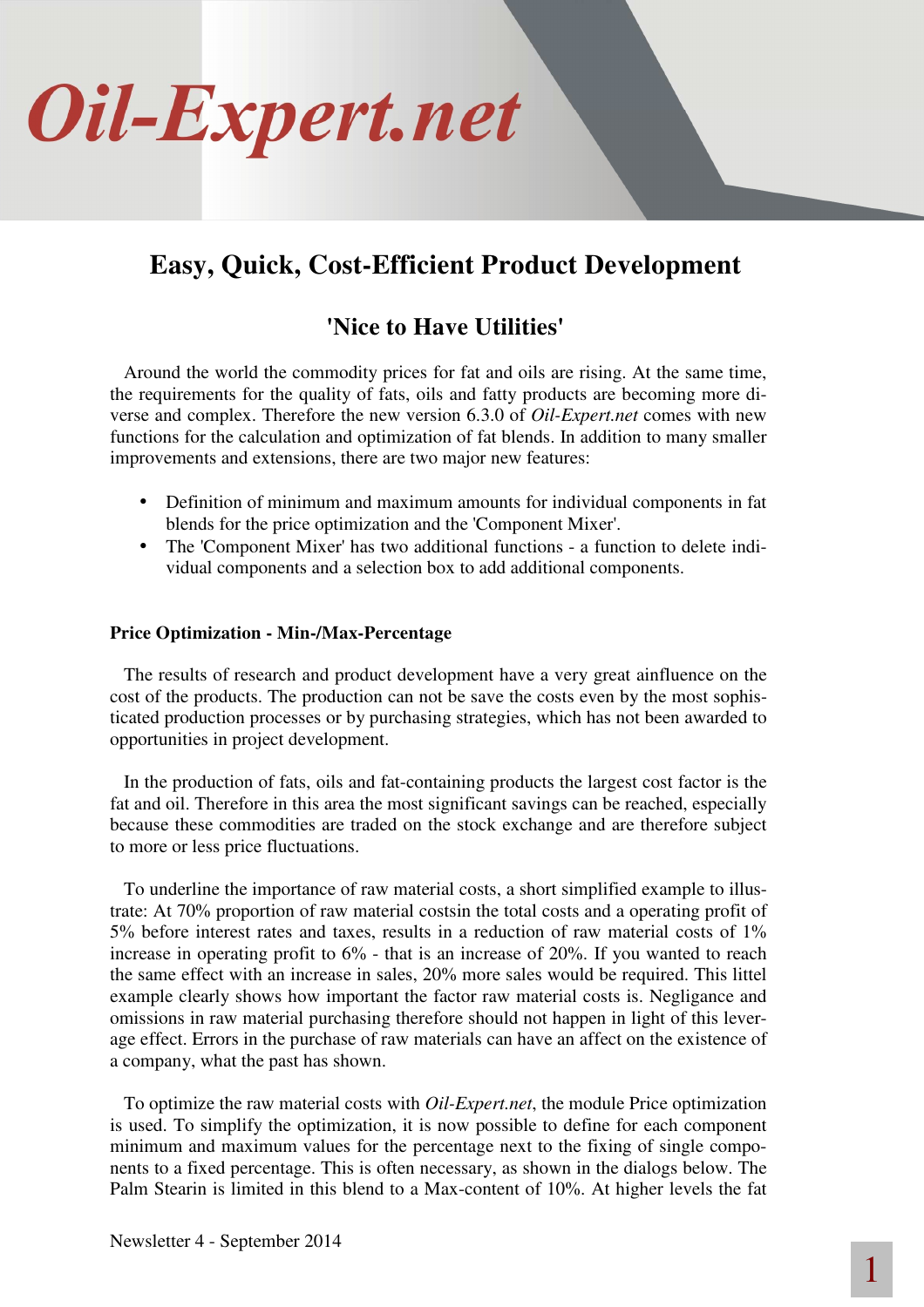# Oil-Expert.net

## Easy, Quick, Cost-Efficient Product Development

### 'Nice to Have Utilities'

Around the world the commodity prices for fat and oils are rising. At the same time, the requirements for the quality of fats, oils and fatty products are becoming more diverse and complex. Therefore the new version 6.3.0 of *Oil-Expert.net* comes with new functions for the calculation and optimization of fat blends. In addition to many smaller improvements and extensions, there are two major new features:

- Definition of minimum and maximum amounts for individual components in fat blends for the price optimization and the 'Component Mixer'.
- The 'Component Mixer' has two additional functions - a function to delete individual components and a selection box to add additional components.

**Price Optimization - Min-/Max-Percentage**

The results of research and product development have a very great ainfluence on the cost of the products. The production can not be save the costs even by the most sophisticated production processes or by purchasing strategies, which has not been awarded to opportunities in project development.

In the production of fats, oils and fat-containing products the largest cost factor is the fat and oil. Therefore in this area the most significant savings can be reached, especially because these commodities are traded on the stock exchange and are therefore subject to more or less price fluctuations.

To underline the importance of raw material costs, a short simplified example to illustrate: At 70% proportion of raw material costsin the total costs and a operating profit of 5% before interest rates and taxes, results in a reduction of raw material costs of 1% increase in operating profit to 6% - that is an increase of 20%. If you wanted to reach the same effect with an increase in sales, 20% more sales would be required. This littel example clearly shows how important the factor raw material costs is. Negligance and omissions in raw material purchasing therefore should not happen in light of this leverage effect. Errors in the purchase of raw materials can have an affect on the existence of a company, what the past has shown.

To optimize the raw material costs with *Oil-Expert.net*, the module Price optimization is used. To simplify the optimization, it is now possible to define for each component minimum and maximum values for the percentage next to the fixing of single components to a fixed percentage. This is often necessary, as shown in the dialogs below. The Palm Stearin is limited in this blend to a Max-content of 10%. At higher levels the fat

Newsletter 4 - September 2014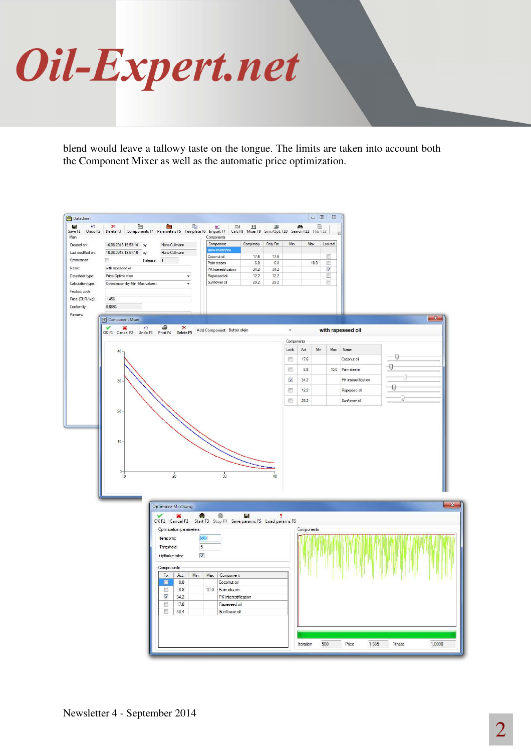blend would leave a tallowy taste on the tongue. The limits are taken into account both the Component Mixer as well as the automatic price optimization.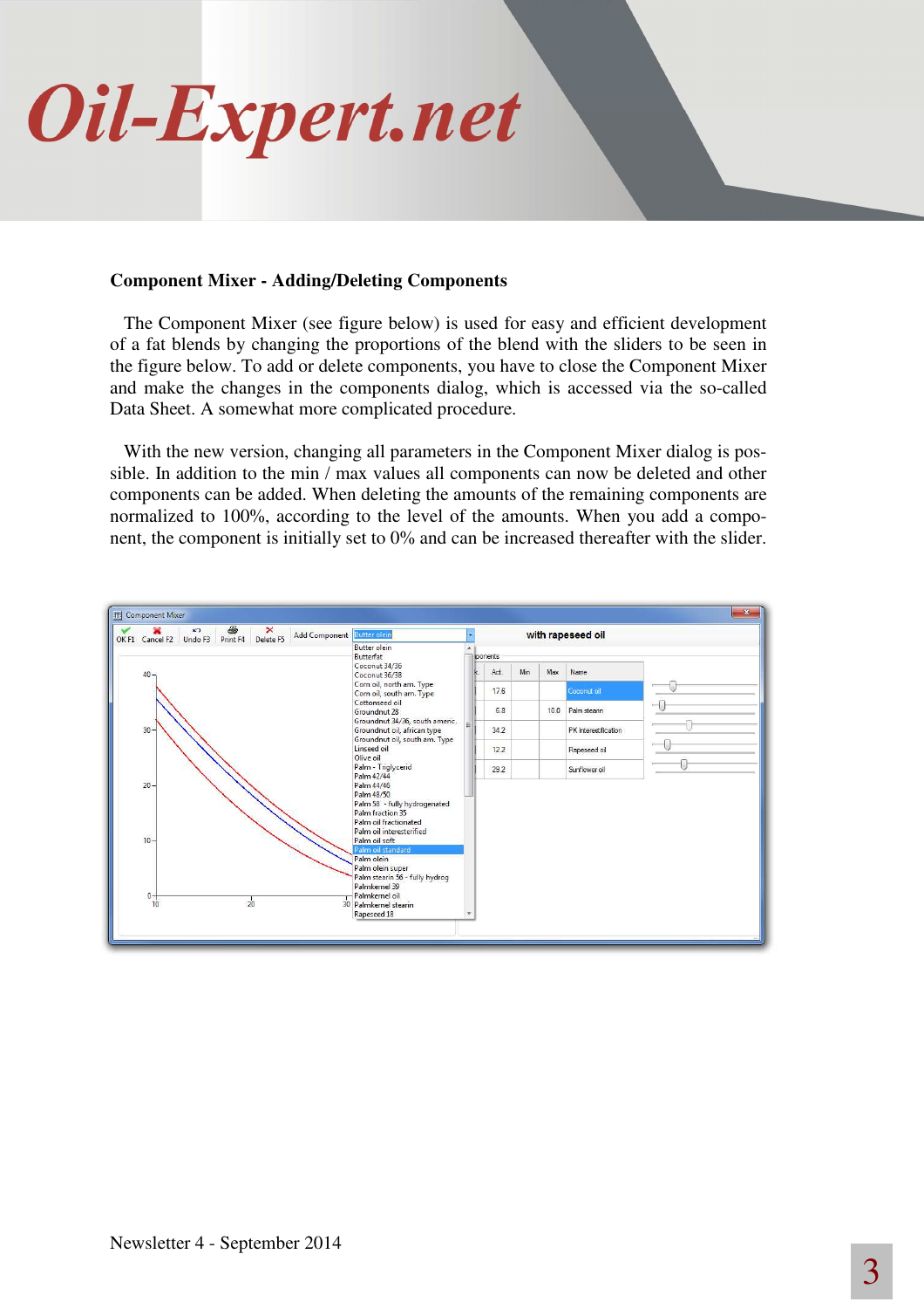### Component Mixer - Adding/Deleting Components

The Component Mixer (see figure below) is used for easy and efficient development of a fat blends by changing the proportions of the blend with the sliders to be seen in the figure below. To add or delete components, you have to close the Component Mixer and make the changes in the components dialog, which is accessed via the so-called Data Sheet. A somewhat more complicated procedure.

With the new version, changing all parameters in the Component Mixer dialog is possible. In addition to the min / max values all components can now be deleted and other components can be added. When deleting the amounts of the remaining components are normalized to 100%, according to the level of the amounts. When you add a component, the component is initially set to 0% and can be increased thereafter with the slider.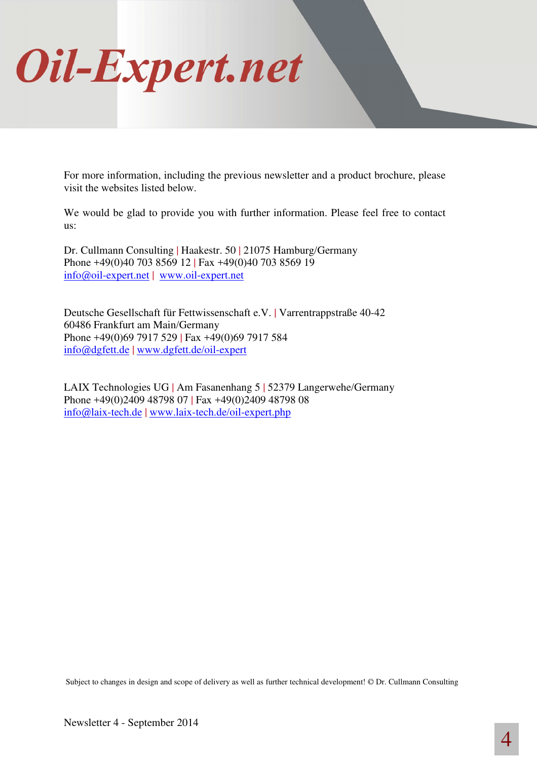# Oil-Expert.net

For more information, including the previous newsletter and a product brochure, please visit the websites listed below.

We would be glad to provide you with further information. Please feel free to contact us:

Dr. Cullmann Consulting | Haakestr. 50 | 21075 Hamburg/Germany
Phone +49(0)40 703 8569 12 | Fax +49(0)40 703 8569 19
info@oil-expert.net | www.oil-expert.net

Deutsche Gesellschaft für Fettwissenschaft e.V. | Varrentrappstraße 40-42
60486 Frankfurt am Main/Germany
Phone +49(0)69 7917 529 | Fax +49(0)69 7917 584
info@dgfett.de | www.dgfett.de/oil-expert

LAIX Technologies UG | Am Fasanenhang 5 | 52379 Langerwehe/Germany
Phone +49(0)2409 48798 07 | Fax +49(0)2409 48798 08
info@laix-tech.de | www.laix-tech.de/oil-expert.php

Subject to changes in design and scope of delivery as well as further technical development! © Dr. Cullmann Consulting

Newsletter 4 - September 2014